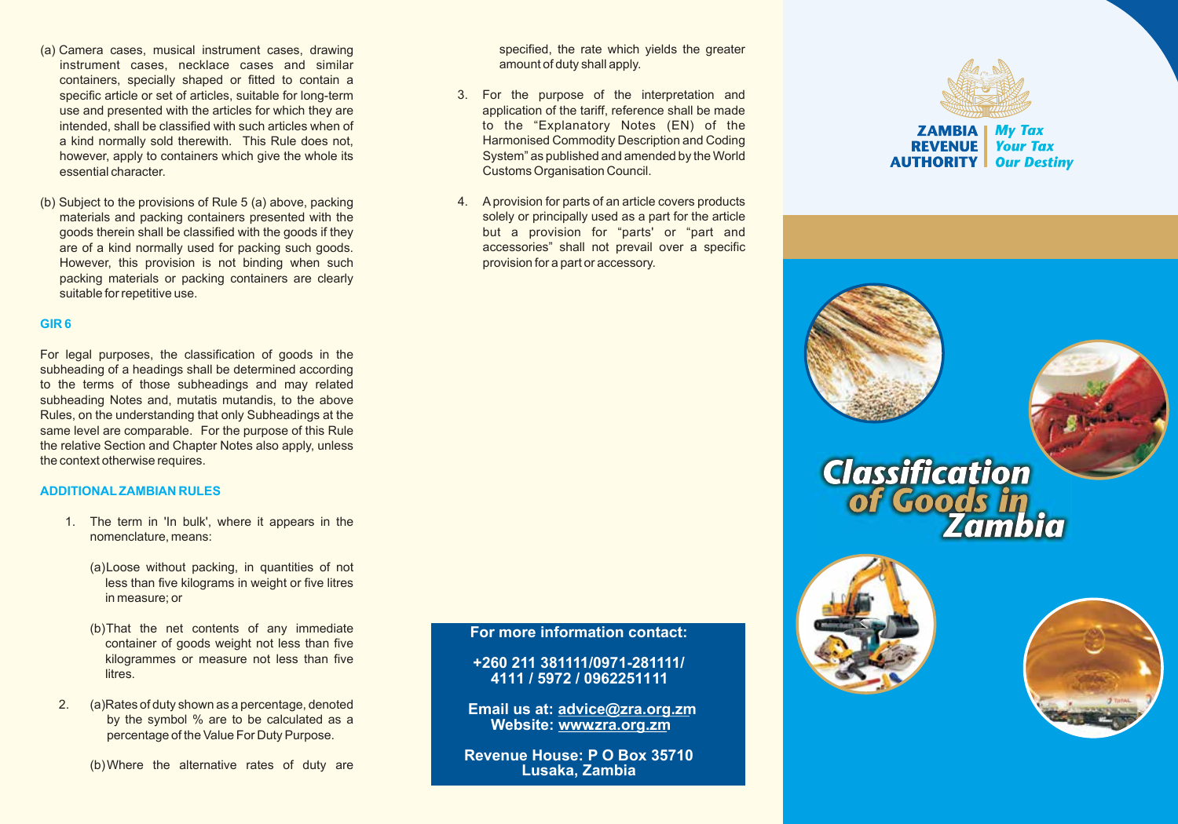(a) Camera cases, musical instrument cases, drawing instrument cases, necklace cases and similar containers, specially shaped or fitted to contain a specific article or set of articles, suitable for long-term use and presented with the articles for which they are intended, shall be classified with such articles when of a kind normally sold therewith. This Rule does not, however, apply to containers which give the whole its essential character.

(b) Subject to the provisions of Rule 5 (a) above, packing materials and packing containers presented with the goods therein shall be classified with the goods if they are of a kind normally used for packing such goods. However, this provision is not binding when such packing materials or packing containers are clearly suitable for repetitive use.

**GIR 6**

For legal purposes, the classification of goods in the subheading of a headings shall be determined according to the terms of those subheadings and may related subheading Notes and, mutatis mutandis, to the above Rules, on the understanding that only Subheadings at the same level are comparable. For the purpose of this Rule the relative Section and Chapter Notes also apply, unless the context otherwise requires.

**ADDITIONAL ZAMBIAN RULES**

1. The term in 'In bulk', where it appears in the nomenclature, means:

   (a) Loose without packing, in quantities of not less than five kilograms in weight or five litres in measure; or

   (b) That the net contents of any immediate container of goods weight not less than five kilogrammes or measure not less than five litres.

2. (a) Rates of duty shown as a percentage, denoted by the symbol % are to be calculated as a percentage of the Value For Duty Purpose.

   (b) Where the alternative rates of duty are specified, the rate which yields the greater amount of duty shall apply.

3. For the purpose of the interpretation and application of the tariff, reference shall be made to the "Explanatory Notes (EN) of the Harmonised Commodity Description and Coding System" as published and amended by the World Customs Organisation Council.

4. A provision for parts of an article covers products solely or principally used as a part for the article but a provision for "parts' or "part and accessories" shall not prevail over a specific provision for a part or accessory.

**For more information contact:**

**+260 211 381111/0971-281111/ 4111 / 5972 / 0962251111**

**Email us at: advice@zra.org.zm**
**Website: wwwzra.org.zm**

**Revenue House: P O Box 35710 Lusaka, Zambia**

**ZAMBIA REVENUE AUTHORITY** | *My Tax Your Tax Our Destiny*

# Classification of Goods in Zambia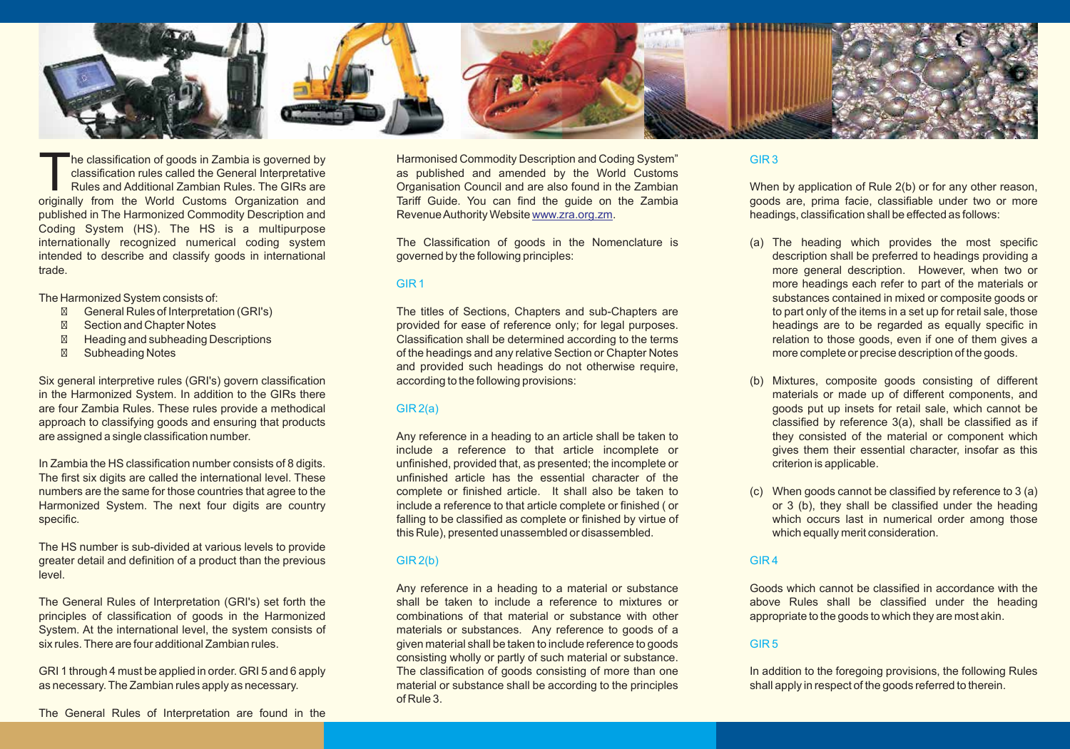The classification of goods in Zambia is governed by classification rules called the General Interpretative Rules and Additional Zambian Rules. The GIRs are originally from the World Customs Organization and published in The Harmonized Commodity Description and Coding System (HS). The HS is a multipurpose internationally recognized numerical coding system intended to describe and classify goods in international trade.

The Harmonized System consists of:

- General Rules of Interpretation (GRI's)
- Section and Chapter Notes
- Heading and subheading Descriptions
- Subheading Notes

Six general interpretive rules (GRI's) govern classification in the Harmonized System. In addition to the GIRs there are four Zambia Rules. These rules provide a methodical approach to classifying goods and ensuring that products are assigned a single classification number.

In Zambia the HS classification number consists of 8 digits. The first six digits are called the international level. These numbers are the same for those countries that agree to the Harmonized System. The next four digits are country specific.

The HS number is sub-divided at various levels to provide greater detail and definition of a product than the previous level.

The General Rules of Interpretation (GRI's) set forth the principles of classification of goods in the Harmonized System. At the international level, the system consists of six rules. There are four additional Zambian rules.

GRI 1 through 4 must be applied in order. GRI 5 and 6 apply as necessary. The Zambian rules apply as necessary.

The General Rules of Interpretation are found in the Harmonised Commodity Description and Coding System" as published and amended by the World Customs Organisation Council and are also found in the Zambian Tariff Guide. You can find the guide on the Zambia Revenue Authority Website www.zra.org.zm.

The Classification of goods in the Nomenclature is governed by the following principles:

### GIR 1

The titles of Sections, Chapters and sub-Chapters are provided for ease of reference only; for legal purposes. Classification shall be determined according to the terms of the headings and any relative Section or Chapter Notes and provided such headings do not otherwise require, according to the following provisions:

### GIR 2(a)

Any reference in a heading to an article shall be taken to include a reference to that article incomplete or unfinished, provided that, as presented; the incomplete or unfinished article has the essential character of the complete or finished article. It shall also be taken to include a reference to that article complete or finished ( or falling to be classified as complete or finished by virtue of this Rule), presented unassembled or disassembled.

### GIR 2(b)

Any reference in a heading to a material or substance shall be taken to include a reference to mixtures or combinations of that material or substance with other materials or substances. Any reference to goods of a given material shall be taken to include reference to goods consisting wholly or partly of such material or substance. The classification of goods consisting of more than one material or substance shall be according to the principles of Rule 3.

### GIR 3

When by application of Rule 2(b) or for any other reason, goods are, prima facie, classifiable under two or more headings, classification shall be effected as follows:

(a) The heading which provides the most specific description shall be preferred to headings providing a more general description. However, when two or more headings each refer to part of the materials or substances contained in mixed or composite goods or to part only of the items in a set up for retail sale, those headings are to be regarded as equally specific in relation to those goods, even if one of them gives a more complete or precise description of the goods.

(b) Mixtures, composite goods consisting of different materials or made up of different components, and goods put up insets for retail sale, which cannot be classified by reference 3(a), shall be classified as if they consisted of the material or component which gives them their essential character, insofar as this criterion is applicable.

(c) When goods cannot be classified by reference to 3 (a) or 3 (b), they shall be classified under the heading which occurs last in numerical order among those which equally merit consideration.

### GIR 4

Goods which cannot be classified in accordance with the above Rules shall be classified under the heading appropriate to the goods to which they are most akin.

### GIR 5

In addition to the foregoing provisions, the following Rules shall apply in respect of the goods referred to therein.